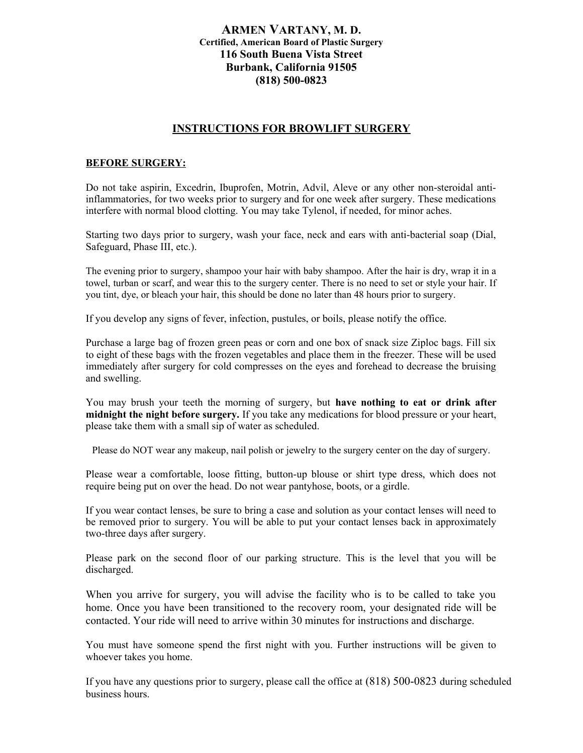# ARMEN VARTANY, M. D.

**Certified, American Board of Plastic Surgery**
**116 South Buena Vista Street**
**Burbank, California 91505**
**(818) 500-0823**

## INSTRUCTIONS FOR BROWLIFT SURGERY

### BEFORE SURGERY:

Do not take aspirin, Excedrin, Ibuprofen, Motrin, Advil, Aleve or any other non-steroidal anti-inflammatories, for two weeks prior to surgery and for one week after surgery. These medications interfere with normal blood clotting. You may take Tylenol, if needed, for minor aches.

Starting two days prior to surgery, wash your face, neck and ears with anti-bacterial soap (Dial, Safeguard, Phase III, etc.).

The evening prior to surgery, shampoo your hair with baby shampoo. After the hair is dry, wrap it in a towel, turban or scarf, and wear this to the surgery center. There is no need to set or style your hair. If you tint, dye, or bleach your hair, this should be done no later than 48 hours prior to surgery.

If you develop any signs of fever, infection, pustules, or boils, please notify the office.

Purchase a large bag of frozen green peas or corn and one box of snack size Ziploc bags. Fill six to eight of these bags with the frozen vegetables and place them in the freezer. These will be used immediately after surgery for cold compresses on the eyes and forehead to decrease the bruising and swelling.

You may brush your teeth the morning of surgery, but **have nothing to eat or drink after midnight the night before surgery.** If you take any medications for blood pressure or your heart, please take them with a small sip of water as scheduled.

Please do NOT wear any makeup, nail polish or jewelry to the surgery center on the day of surgery.

Please wear a comfortable, loose fitting, button-up blouse or shirt type dress, which does not require being put on over the head. Do not wear pantyhose, boots, or a girdle.

If you wear contact lenses, be sure to bring a case and solution as your contact lenses will need to be removed prior to surgery. You will be able to put your contact lenses back in approximately two-three days after surgery.

Please park on the second floor of our parking structure. This is the level that you will be discharged.

When you arrive for surgery, you will advise the facility who is to be called to take you home. Once you have been transitioned to the recovery room, your designated ride will be contacted. Your ride will need to arrive within 30 minutes for instructions and discharge.

You must have someone spend the first night with you. Further instructions will be given to whoever takes you home.

If you have any questions prior to surgery, please call the office at (818) 500-0823 during scheduled business hours.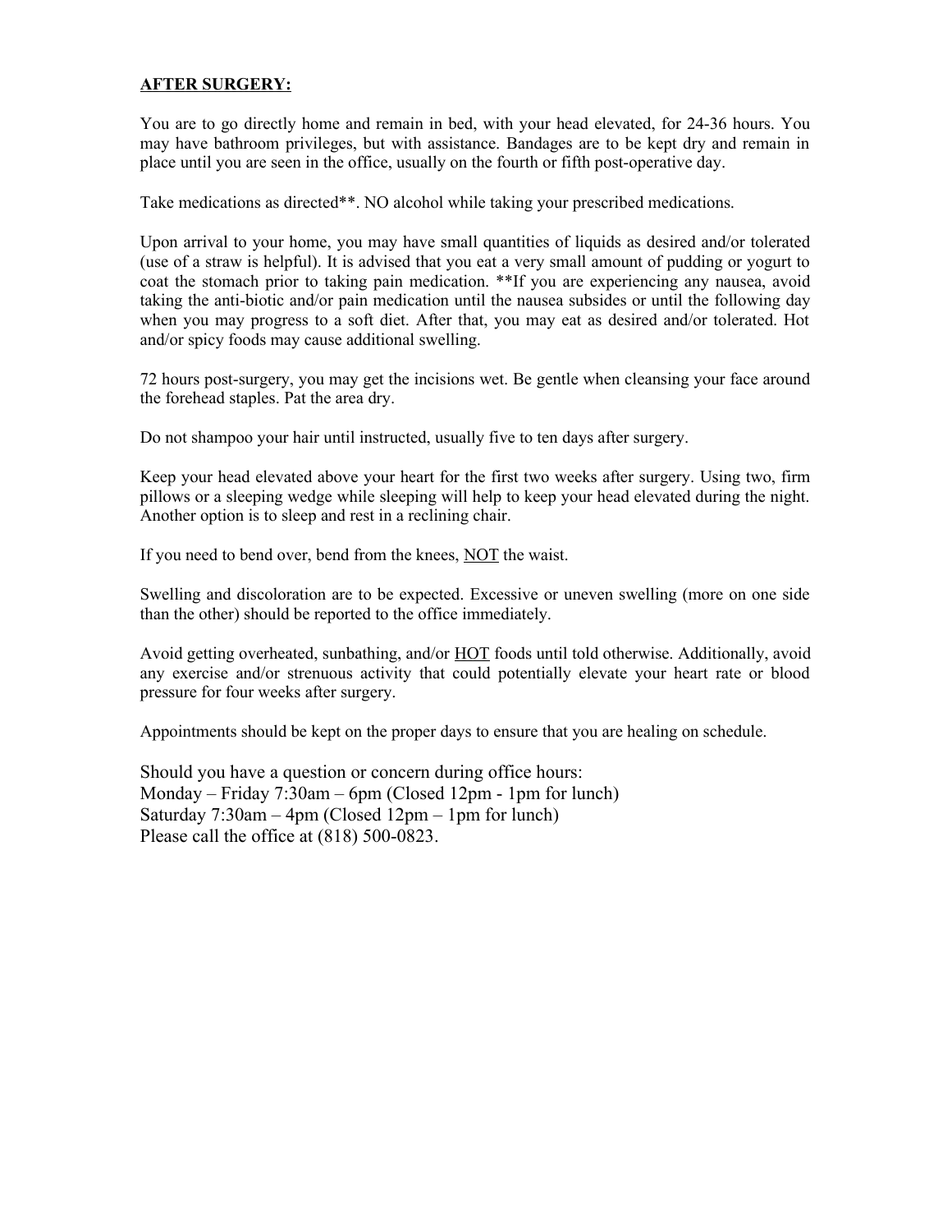**<u>AFTER SURGERY:</u>**

You are to go directly home and remain in bed, with your head elevated, for 24-36 hours. You may have bathroom privileges, but with assistance. Bandages are to be kept dry and remain in place until you are seen in the office, usually on the fourth or fifth post-operative day.

Take medications as directed**. NO alcohol while taking your prescribed medications.

Upon arrival to your home, you may have small quantities of liquids as desired and/or tolerated (use of a straw is helpful). It is advised that you eat a very small amount of pudding or yogurt to coat the stomach prior to taking pain medication. **If you are experiencing any nausea, avoid taking the anti-biotic and/or pain medication until the nausea subsides or until the following day when you may progress to a soft diet. After that, you may eat as desired and/or tolerated. Hot and/or spicy foods may cause additional swelling.

72 hours post-surgery, you may get the incisions wet. Be gentle when cleansing your face around the forehead staples. Pat the area dry.

Do not shampoo your hair until instructed, usually five to ten days after surgery.

Keep your head elevated above your heart for the first two weeks after surgery. Using two, firm pillows or a sleeping wedge while sleeping will help to keep your head elevated during the night. Another option is to sleep and rest in a reclining chair.

If you need to bend over, bend from the knees, <u>NOT</u> the waist.

Swelling and discoloration are to be expected. Excessive or uneven swelling (more on one side than the other) should be reported to the office immediately.

Avoid getting overheated, sunbathing, and/or <u>HOT</u> foods until told otherwise. Additionally, avoid any exercise and/or strenuous activity that could potentially elevate your heart rate or blood pressure for four weeks after surgery.

Appointments should be kept on the proper days to ensure that you are healing on schedule.

Should you have a question or concern during office hours:
Monday – Friday 7:30am – 6pm (Closed 12pm - 1pm for lunch)
Saturday 7:30am – 4pm (Closed 12pm – 1pm for lunch)
Please call the office at (818) 500-0823.